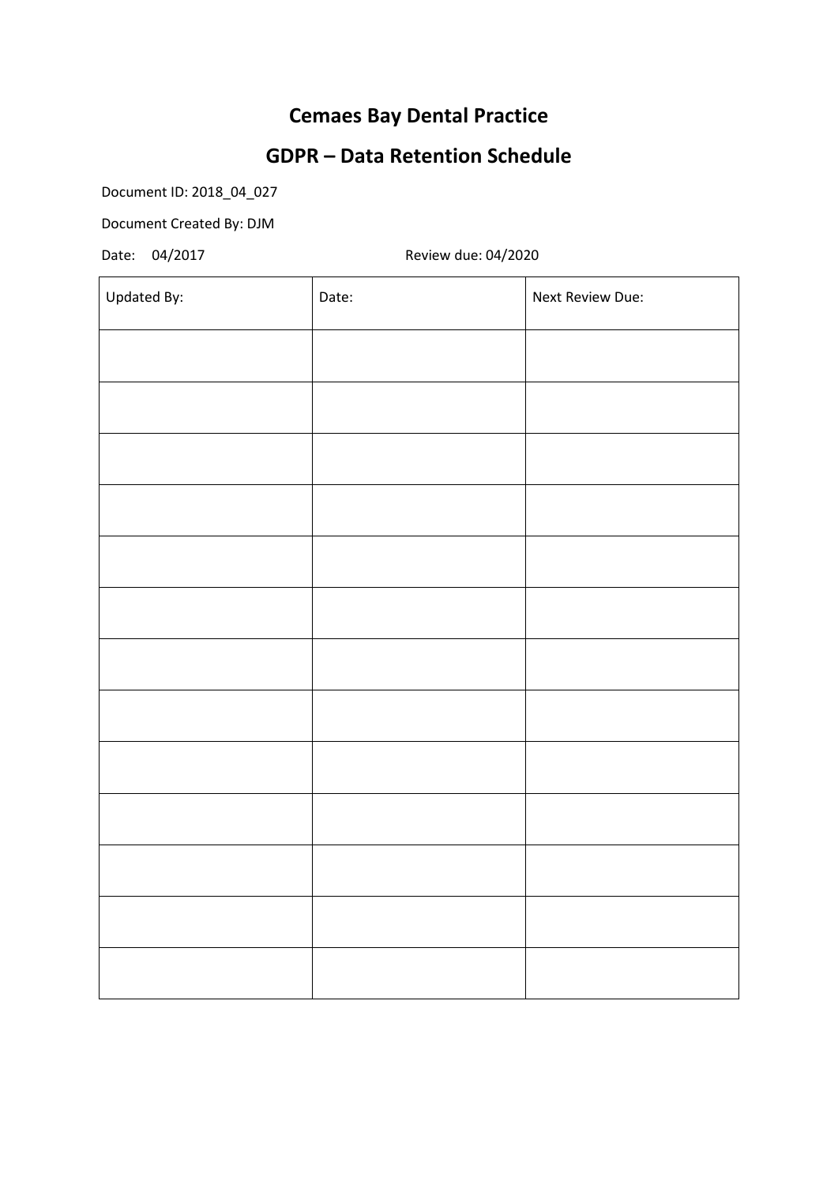# Cemaes Bay Dental Practice

# GDPR – Data Retention Schedule

Document ID: 2018_04_027

Document Created By: DJM

Date: 04/2017 Review due: 04/2020

| Updated By: | Date: | Next Review Due: |
|---|---|---|
| | | |
| | | |
| | | |
| | | |
| | | |
| | | |
| | | |
| | | |
| | | |
| | | |
| | | |
| | | |
| | | |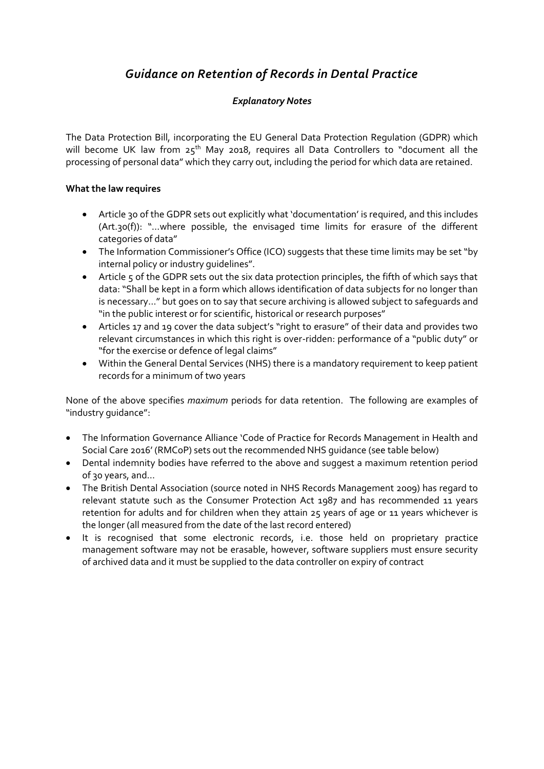# *Guidance on Retention of Records in Dental Practice*

### *Explanatory Notes*

The Data Protection Bill, incorporating the EU General Data Protection Regulation (GDPR) which will become UK law from 25th May 2018, requires all Data Controllers to "document all the processing of personal data" which they carry out, including the period for which data are retained.

**What the law requires**

- Article 30 of the GDPR sets out explicitly what 'documentation' is required, and this includes (Art.30(f)): "...where possible, the envisaged time limits for erasure of the different categories of data"
- The Information Commissioner's Office (ICO) suggests that these time limits may be set "by internal policy or industry guidelines".
- Article 5 of the GDPR sets out the six data protection principles, the fifth of which says that data: "Shall be kept in a form which allows identification of data subjects for no longer than is necessary..." but goes on to say that secure archiving is allowed subject to safeguards and "in the public interest or for scientific, historical or research purposes"
- Articles 17 and 19 cover the data subject's "right to erasure" of their data and provides two relevant circumstances in which this right is over-ridden: performance of a "public duty" or "for the exercise or defence of legal claims"
- Within the General Dental Services (NHS) there is a mandatory requirement to keep patient records for a minimum of two years

None of the above specifies *maximum* periods for data retention. The following are examples of "industry guidance":

- The Information Governance Alliance 'Code of Practice for Records Management in Health and Social Care 2016' (RMCoP) sets out the recommended NHS guidance (see table below)
- Dental indemnity bodies have referred to the above and suggest a maximum retention period of 30 years, and...
- The British Dental Association (source noted in NHS Records Management 2009) has regard to relevant statute such as the Consumer Protection Act 1987 and has recommended 11 years retention for adults and for children when they attain 25 years of age or 11 years whichever is the longer (all measured from the date of the last record entered)
- It is recognised that some electronic records, i.e. those held on proprietary practice management software may not be erasable, however, software suppliers must ensure security of archived data and it must be supplied to the data controller on expiry of contract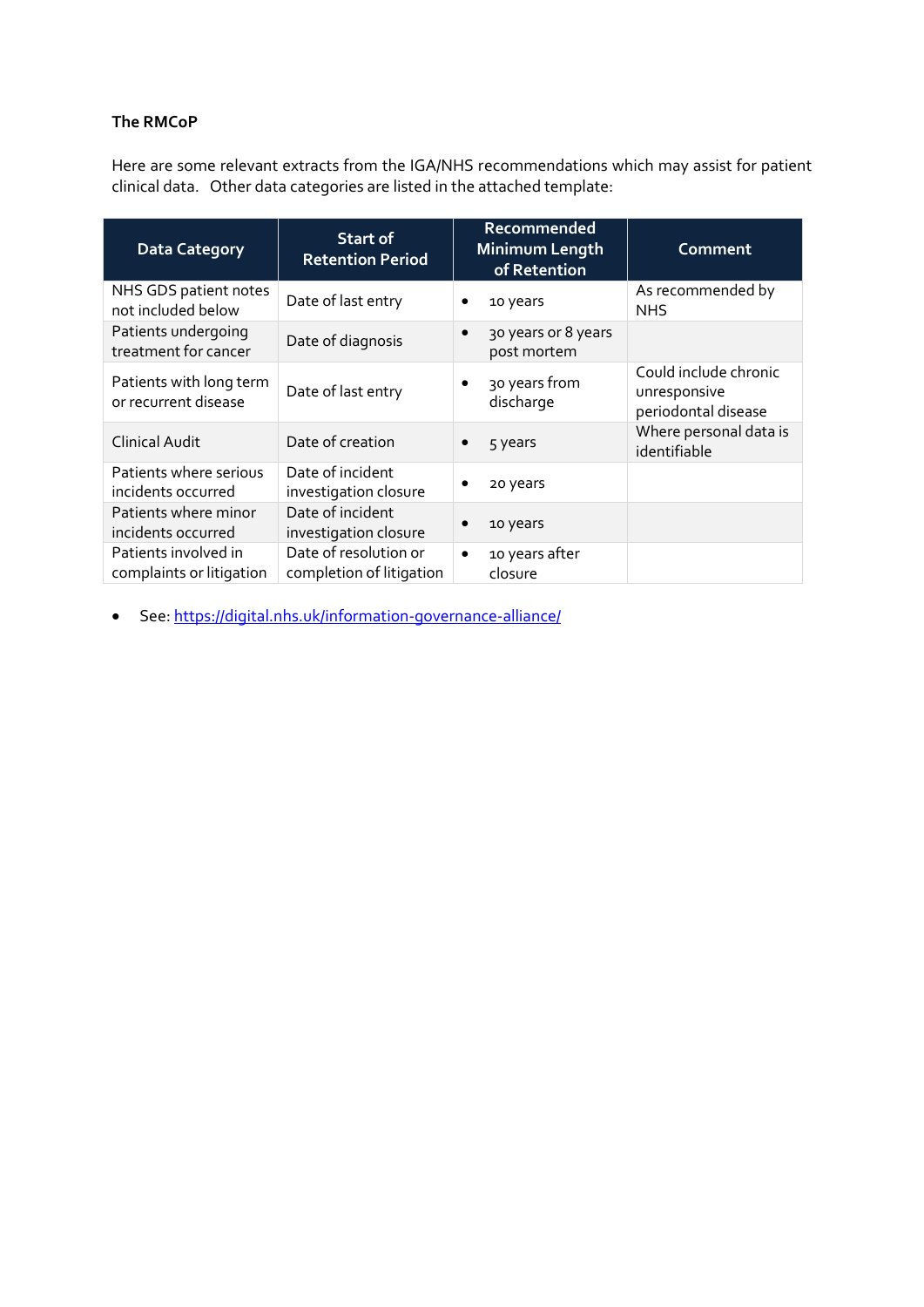**The RMCoP**

Here are some relevant extracts from the IGA/NHS recommendations which may assist for patient clinical data. Other data categories are listed in the attached template:

| Data Category | Start of Retention Period | Recommended Minimum Length of Retention | Comment |
|---|---|---|---|
| NHS GDS patient notes not included below | Date of last entry | • 10 years | As recommended by NHS |
| Patients undergoing treatment for cancer | Date of diagnosis | • 30 years or 8 years post mortem | |
| Patients with long term or recurrent disease | Date of last entry | • 30 years from discharge | Could include chronic unresponsive periodontal disease |
| Clinical Audit | Date of creation | • 5 years | Where personal data is identifiable |
| Patients where serious incidents occurred | Date of incident investigation closure | • 20 years | |
| Patients where minor incidents occurred | Date of incident investigation closure | • 10 years | |
| Patients involved in complaints or litigation | Date of resolution or completion of litigation | • 10 years after closure | |

- See: https://digital.nhs.uk/information-governance-alliance/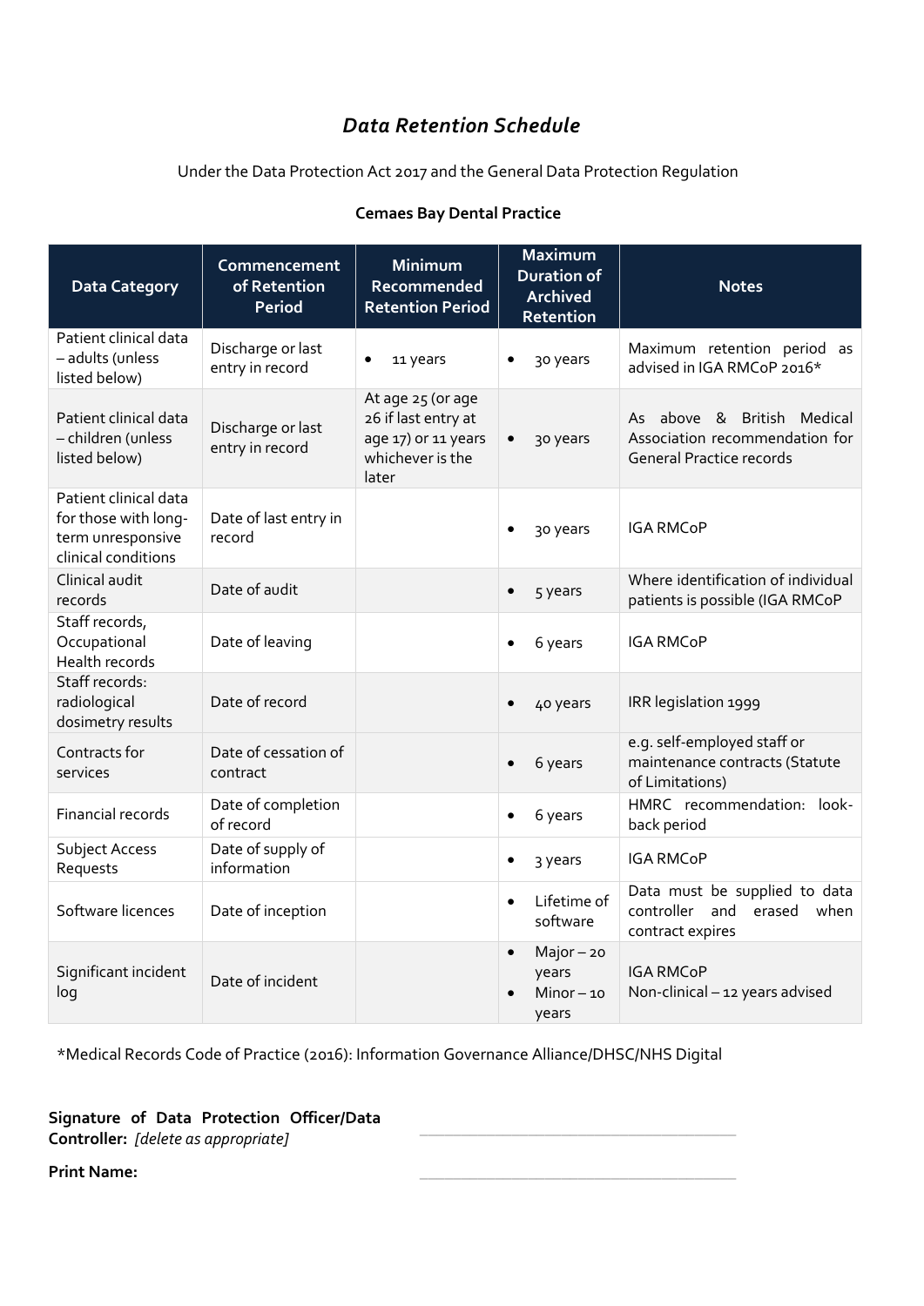# *Data Retention Schedule*

Under the Data Protection Act 2017 and the General Data Protection Regulation

**Cemaes Bay Dental Practice**

| Data Category | Commencement of Retention Period | Minimum Recommended Retention Period | Maximum Duration of Archived Retention | Notes |
|---|---|---|---|---|
| Patient clinical data – adults (unless listed below) | Discharge or last entry in record | • 11 years | • 30 years | Maximum retention period as advised in IGA RMCoP 2016* |
| Patient clinical data – children (unless listed below) | Discharge or last entry in record | At age 25 (or age 26 if last entry at age 17) or 11 years whichever is the later | • 30 years | As above & British Medical Association recommendation for General Practice records |
| Patient clinical data for those with long-term unresponsive clinical conditions | Date of last entry in record | | • 30 years | IGA RMCoP |
| Clinical audit records | Date of audit | | • 5 years | Where identification of individual patients is possible (IGA RMCoP |
| Staff records, Occupational Health records | Date of leaving | | • 6 years | IGA RMCoP |
| Staff records: radiological dosimetry results | Date of record | | • 40 years | IRR legislation 1999 |
| Contracts for services | Date of cessation of contract | | • 6 years | e.g. self-employed staff or maintenance contracts (Statute of Limitations) |
| Financial records | Date of completion of record | | • 6 years | HMRC recommendation: look-back period |
| Subject Access Requests | Date of supply of information | | • 3 years | IGA RMCoP |
| Software licences | Date of inception | | • Lifetime of software | Data must be supplied to data controller and erased when contract expires |
| Significant incident log | Date of incident | | • Major – 20 years<br>• Minor – 10 years | IGA RMCoP<br>Non-clinical – 12 years advised |

*Medical Records Code of Practice (2016): Information Governance Alliance/DHSC/NHS Digital

**Signature of Data Protection Officer/Data Controller:** *[delete as appropriate]* \_\_\_\_\_\_\_\_\_\_\_\_\_\_\_\_\_\_\_\_\_\_\_\_

**Print Name:** \_\_\_\_\_\_\_\_\_\_\_\_\_\_\_\_\_\_\_\_\_\_\_\_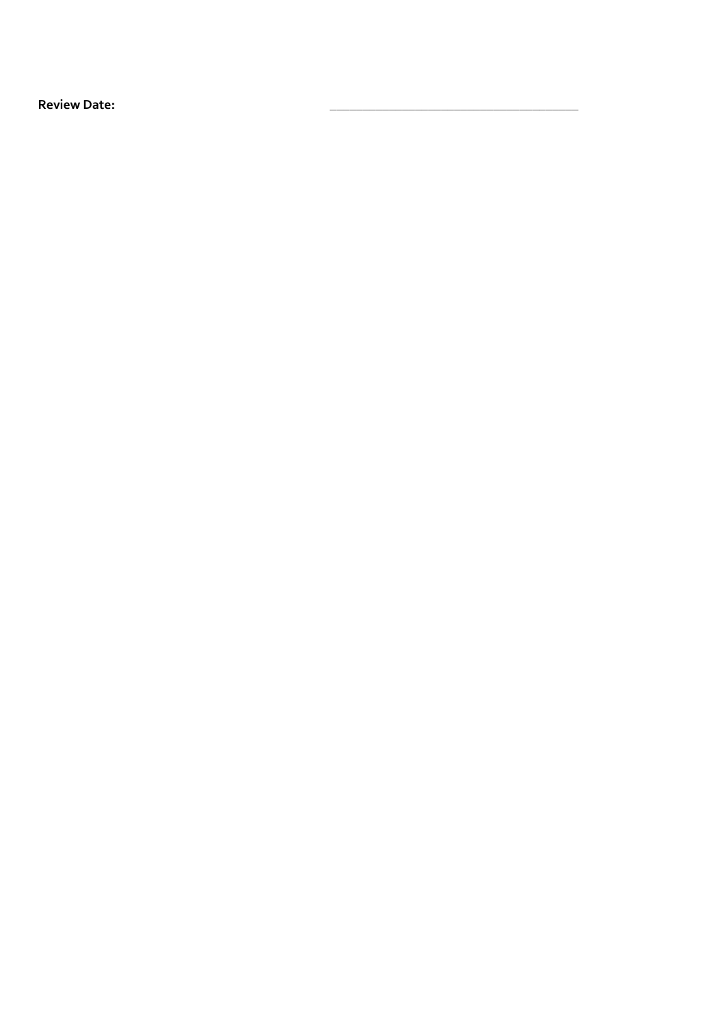**Review Date:** \_\_\_\_\_\_\_\_\_\_\_\_\_\_\_\_\_\_\_\_\_\_\_\_\_\_\_\_\_\_\_\_\_\_\_\_\_\_\_\_